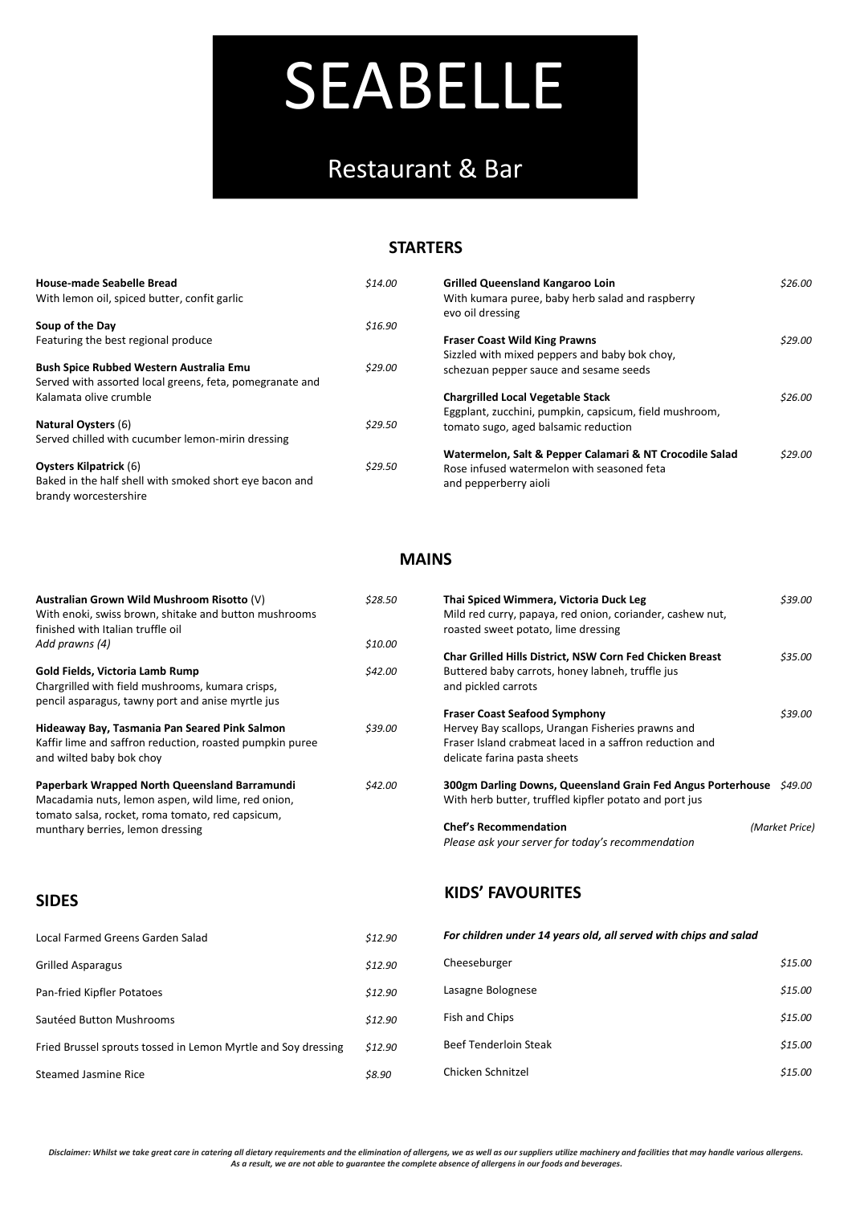# SEABELLE

## Restaurant & Bar

## STARTERS

**House-made Seabelle Bread** *$14.00*
With lemon oil, spiced butter, confit garlic

**Soup of the Day** *$16.90*
Featuring the best regional produce

**Bush Spice Rubbed Western Australia Emu** *$29.00*
Served with assorted local greens, feta, pomegranate and Kalamata olive crumble

**Natural Oysters** (6) *$29.50*
Served chilled with cucumber lemon-mirin dressing

**Oysters Kilpatrick** (6) *$29.50*
Baked in the half shell with smoked short eye bacon and brandy worcestershire

**Grilled Queensland Kangaroo Loin** *$26.00*
With kumara puree, baby herb salad and raspberry evo oil dressing

**Fraser Coast Wild King Prawns** *$29.00*
Sizzled with mixed peppers and baby bok choy, schezuan pepper sauce and sesame seeds

**Chargrilled Local Vegetable Stack** *$26.00*
Eggplant, zucchini, pumpkin, capsicum, field mushroom, tomato sugo, aged balsamic reduction

**Watermelon, Salt & Pepper Calamari & NT Crocodile Salad** *$29.00*
Rose infused watermelon with seasoned feta and pepperberry aioli

## MAINS

**Australian Grown Wild Mushroom Risotto** (V) *$28.50*
With enoki, swiss brown, shitake and button mushrooms finished with Italian truffle oil
*Add prawns (4)* *$10.00*

**Gold Fields, Victoria Lamb Rump** *$42.00*
Chargrilled with field mushrooms, kumara crisps, pencil asparagus, tawny port and anise myrtle jus

**Hideaway Bay, Tasmania Pan Seared Pink Salmon** *$39.00*
Kaffir lime and saffron reduction, roasted pumpkin puree and wilted baby bok choy

**Paperbark Wrapped North Queensland Barramundi** *$42.00*
Macadamia nuts, lemon aspen, wild lime, red onion, tomato salsa, rocket, roma tomato, red capsicum, munthary berries, lemon dressing

**Thai Spiced Wimmera, Victoria Duck Leg** *$39.00*
Mild red curry, papaya, red onion, coriander, cashew nut, roasted sweet potato, lime dressing

**Char Grilled Hills District, NSW Corn Fed Chicken Breast** *$35.00*
Buttered baby carrots, honey labneh, truffle jus and pickled carrots

**Fraser Coast Seafood Symphony** *$39.00*
Hervey Bay scallops, Urangan Fisheries prawns and Fraser Island crabmeat laced in a saffron reduction and delicate farina pasta sheets

**300gm Darling Downs, Queensland Grain Fed Angus Porterhouse** *$49.00*
With herb butter, truffled kipfler potato and port jus

**Chef's Recommendation** *(Market Price)*
*Please ask your server for today's recommendation*

## SIDES

| Item | Price |
|---|---|
| Local Farmed Greens Garden Salad | *$12.90* |
| Grilled Asparagus | *$12.90* |
| Pan-fried Kipfler Potatoes | *$12.90* |
| Sautéed Button Mushrooms | *$12.90* |
| Fried Brussel sprouts tossed in Lemon Myrtle and Soy dressing | *$12.90* |
| Steamed Jasmine Rice | *$8.90* |

## KIDS' FAVOURITES

***For children under 14 years old, all served with chips and salad***

| Item | Price |
|---|---|
| Cheeseburger | *$15.00* |
| Lasagne Bolognese | *$15.00* |
| Fish and Chips | *$15.00* |
| Beef Tenderloin Steak | *$15.00* |
| Chicken Schnitzel | *$15.00* |

***Disclaimer: Whilst we take great care in catering all dietary requirements and the elimination of allergens, we as well as our suppliers utilize machinery and facilities that may handle various allergens. As a result, we are not able to guarantee the complete absence of allergens in our foods and beverages.***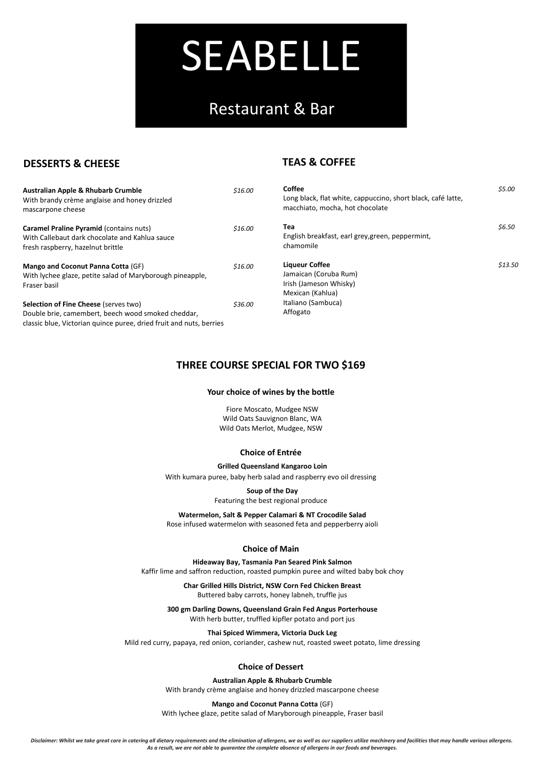# SEABELLE

## Restaurant & Bar

## DESSERTS & CHEESE

**Australian Apple & Rhubarb Crumble** *$16.00*
With brandy crème anglaise and honey drizzled mascarpone cheese

**Caramel Praline Pyramid** (contains nuts) *$16.00*
With Callebaut dark chocolate and Kahlua sauce fresh raspberry, hazelnut brittle

**Mango and Coconut Panna Cotta** (GF) *$16.00*
With lychee glaze, petite salad of Maryborough pineapple, Fraser basil

**Selection of Fine Cheese** (serves two) *$36.00*
Double brie, camembert, beech wood smoked cheddar, classic blue, Victorian quince puree, dried fruit and nuts, berries

## TEAS & COFFEE

**Coffee** *$5.00*
Long black, flat white, cappuccino, short black, café latte, macchiato, mocha, hot chocolate

**Tea** *$6.50*
English breakfast, earl grey,green, peppermint, chamomile

**Liqueur Coffee** *$13.50*
Jamaican (Coruba Rum)
Irish (Jameson Whisky)
Mexican (Kahlua)
Italiano (Sambuca)
Affogato

## THREE COURSE SPECIAL FOR TWO $169

**Your choice of wines by the bottle**

Fiore Moscato, Mudgee NSW
Wild Oats Sauvignon Blanc, WA
Wild Oats Merlot, Mudgee, NSW

### Choice of Entrée

**Grilled Queensland Kangaroo Loin**
With kumara puree, baby herb salad and raspberry evo oil dressing

**Soup of the Day**
Featuring the best regional produce

**Watermelon, Salt & Pepper Calamari & NT Crocodile Salad**
Rose infused watermelon with seasoned feta and pepperberry aioli

### Choice of Main

**Hideaway Bay, Tasmania Pan Seared Pink Salmon**
Kaffir lime and saffron reduction, roasted pumpkin puree and wilted baby bok choy

**Char Grilled Hills District, NSW Corn Fed Chicken Breast**
Buttered baby carrots, honey labneh, truffle jus

**300 gm Darling Downs, Queensland Grain Fed Angus Porterhouse**
With herb butter, truffled kipfler potato and port jus

**Thai Spiced Wimmera, Victoria Duck Leg**
Mild red curry, papaya, red onion, coriander, cashew nut, roasted sweet potato, lime dressing

### Choice of Dessert

**Australian Apple & Rhubarb Crumble**
With brandy crème anglaise and honey drizzled mascarpone cheese

**Mango and Coconut Panna Cotta** (GF)
With lychee glaze, petite salad of Maryborough pineapple, Fraser basil

***Disclaimer: Whilst we take great care in catering all dietary requirements and the elimination of allergens, we as well as our suppliers utilize machinery and facilities that may handle various allergens. As a result, we are not able to guarantee the complete absence of allergens in our foods and beverages.***